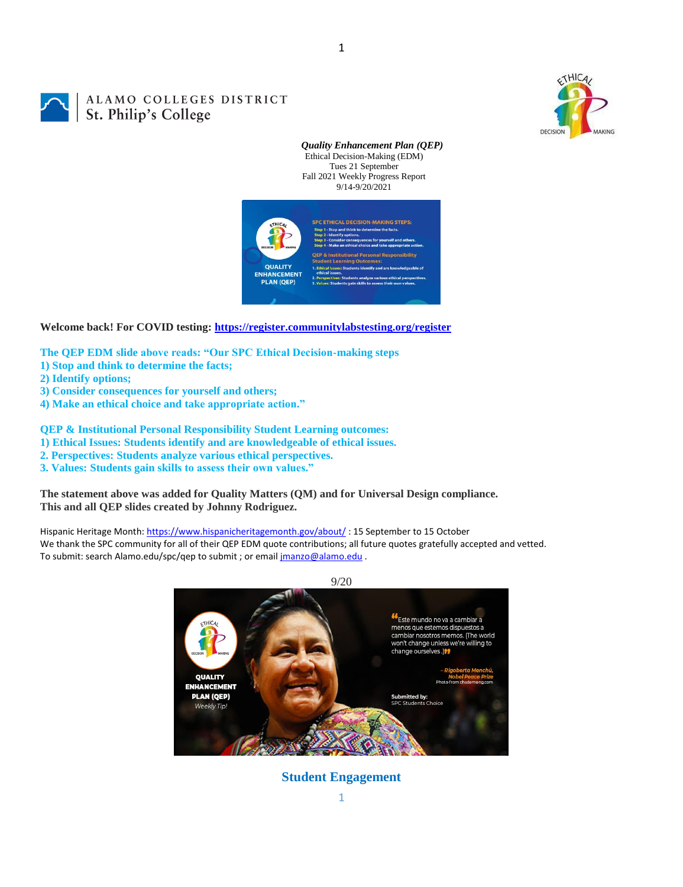ALAMO COLLEGES DISTRICT
St. Philip's College

***Quality Enhancement Plan (QEP)***
Ethical Decision-Making (EDM)
Tues 21 September
Fall 2021 Weekly Progress Report
9/14-9/20/2021

**Welcome back! For COVID testing: https://register.communitylabstesting.org/register**

**The QEP EDM slide above reads: "Our SPC Ethical Decision-making steps**
**1) Stop and think to determine the facts;**
**2) Identify options;**
**3) Consider consequences for yourself and others;**
**4) Make an ethical choice and take appropriate action."**

**QEP & Institutional Personal Responsibility Student Learning outcomes:**
**1) Ethical Issues: Students identify and are knowledgeable of ethical issues.**
**2. Perspectives: Students analyze various ethical perspectives.**
**3. Values: Students gain skills to assess their own values."**

**The statement above was added for Quality Matters (QM) and for Universal Design compliance.**
**This and all QEP slides created by Johnny Rodriguez.**

Hispanic Heritage Month: https://www.hispanicheritagemonth.gov/about/ : 15 September to 15 October
We thank the SPC community for all of their QEP EDM quote contributions; all future quotes gratefully accepted and vetted.
To submit: search Alamo.edu/spc/qep to submit ; or email jmanzo@alamo.edu .

9/20

## Student Engagement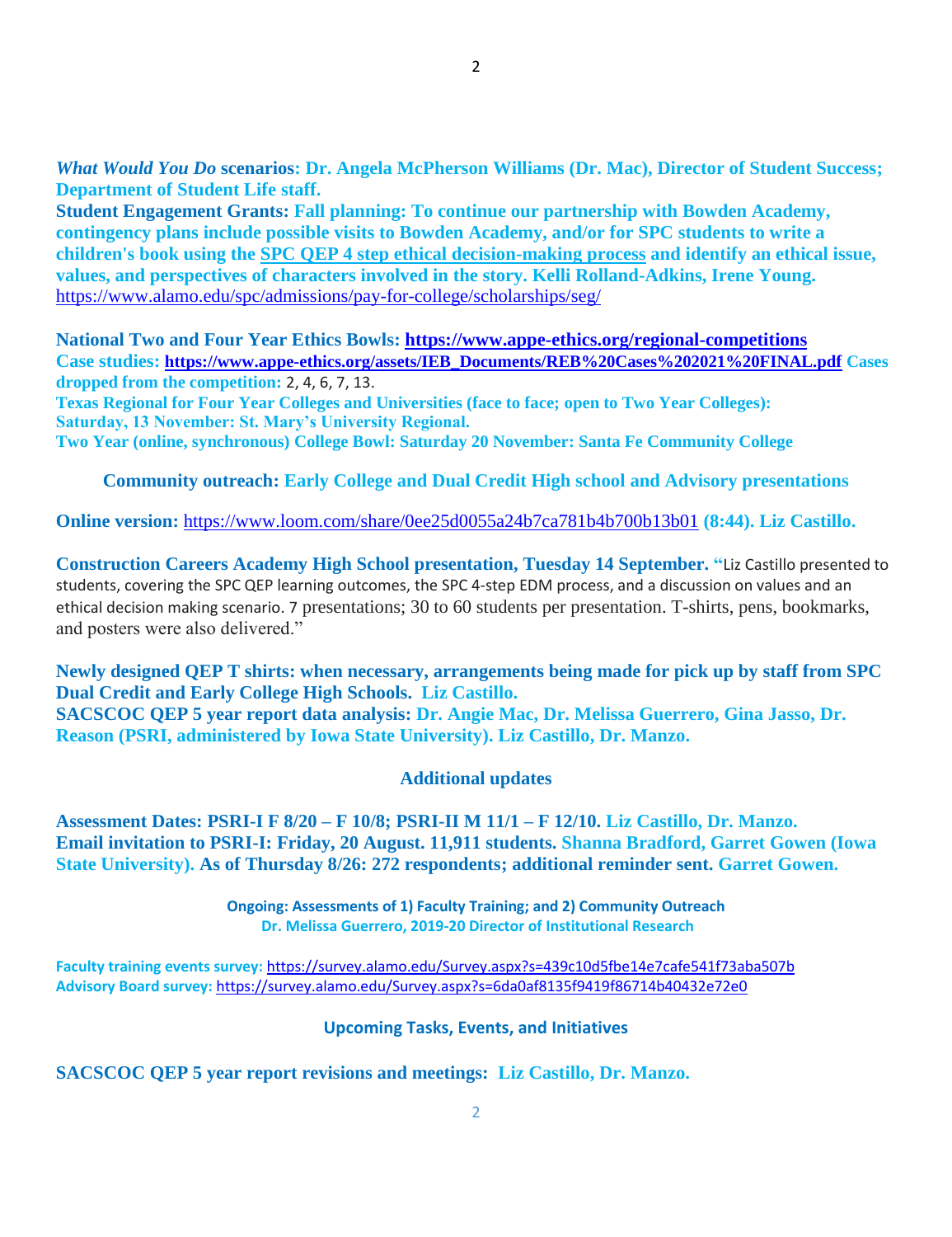***What Would You Do* scenarios: Dr. Angela McPherson Williams (Dr. Mac), Director of Student Success; Department of Student Life staff.**
**Student Engagement Grants: Fall planning: To continue our partnership with Bowden Academy, contingency plans include possible visits to Bowden Academy, and/or for SPC students to write a children's book using the [SPC QEP 4 step ethical decision-making process] and identify an ethical issue, values, and perspectives of characters involved in the story. Kelli Rolland-Adkins, Irene Young.**
https://www.alamo.edu/spc/admissions/pay-for-college/scholarships/seg/

**National Two and Four Year Ethics Bowls: https://www.appe-ethics.org/regional-competitions**
**Case studies: https://www.appe-ethics.org/assets/IEB_Documents/REB%20Cases%202021%20FINAL.pdf Cases dropped from the competition:** 2, 4, 6, 7, 13.
**Texas Regional for Four Year Colleges and Universities (face to face; open to Two Year Colleges): Saturday, 13 November: St. Mary's University Regional.**
**Two Year (online, synchronous) College Bowl: Saturday 20 November: Santa Fe Community College**

**Community outreach: Early College and Dual Credit High school and Advisory presentations**

**Online version:** https://www.loom.com/share/0ee25d0055a24b7ca781b4b700b13b01 **(8:44). Liz Castillo.**

**Construction Careers Academy High School presentation, Tuesday 14 September.** "Liz Castillo presented to students, covering the SPC QEP learning outcomes, the SPC 4-step EDM process, and a discussion on values and an ethical decision making scenario. 7 presentations; 30 to 60 students per presentation. T-shirts, pens, bookmarks, and posters were also delivered."

**Newly designed QEP T shirts: when necessary, arrangements being made for pick up by staff from SPC Dual Credit and Early College High Schools. Liz Castillo.**
**SACSCOC QEP 5 year report data analysis: Dr. Angie Mac, Dr. Melissa Guerrero, Gina Jasso, Dr. Reason (PSRI, administered by Iowa State University). Liz Castillo, Dr. Manzo.**

## Additional updates

**Assessment Dates: PSRI-I F 8/20 – F 10/8; PSRI-II M 11/1 – F 12/10. Liz Castillo, Dr. Manzo.**
**Email invitation to PSRI-I: Friday, 20 August. 11,911 students. Shanna Bradford, Garret Gowen (Iowa State University). As of Thursday 8/26: 272 respondents; additional reminder sent. Garret Gowen.**

**Ongoing: Assessments of 1) Faculty Training; and 2) Community Outreach**
**Dr. Melissa Guerrero, 2019-20 Director of Institutional Research**

**Faculty training events survey:** https://survey.alamo.edu/Survey.aspx?s=439c10d5fbe14e7cafe541f73aba507b
**Advisory Board survey:** https://survey.alamo.edu/Survey.aspx?s=6da0af8135f9419f86714b40432e72e0

## Upcoming Tasks, Events, and Initiatives

**SACSCOC QEP 5 year report revisions and meetings: Liz Castillo, Dr. Manzo.**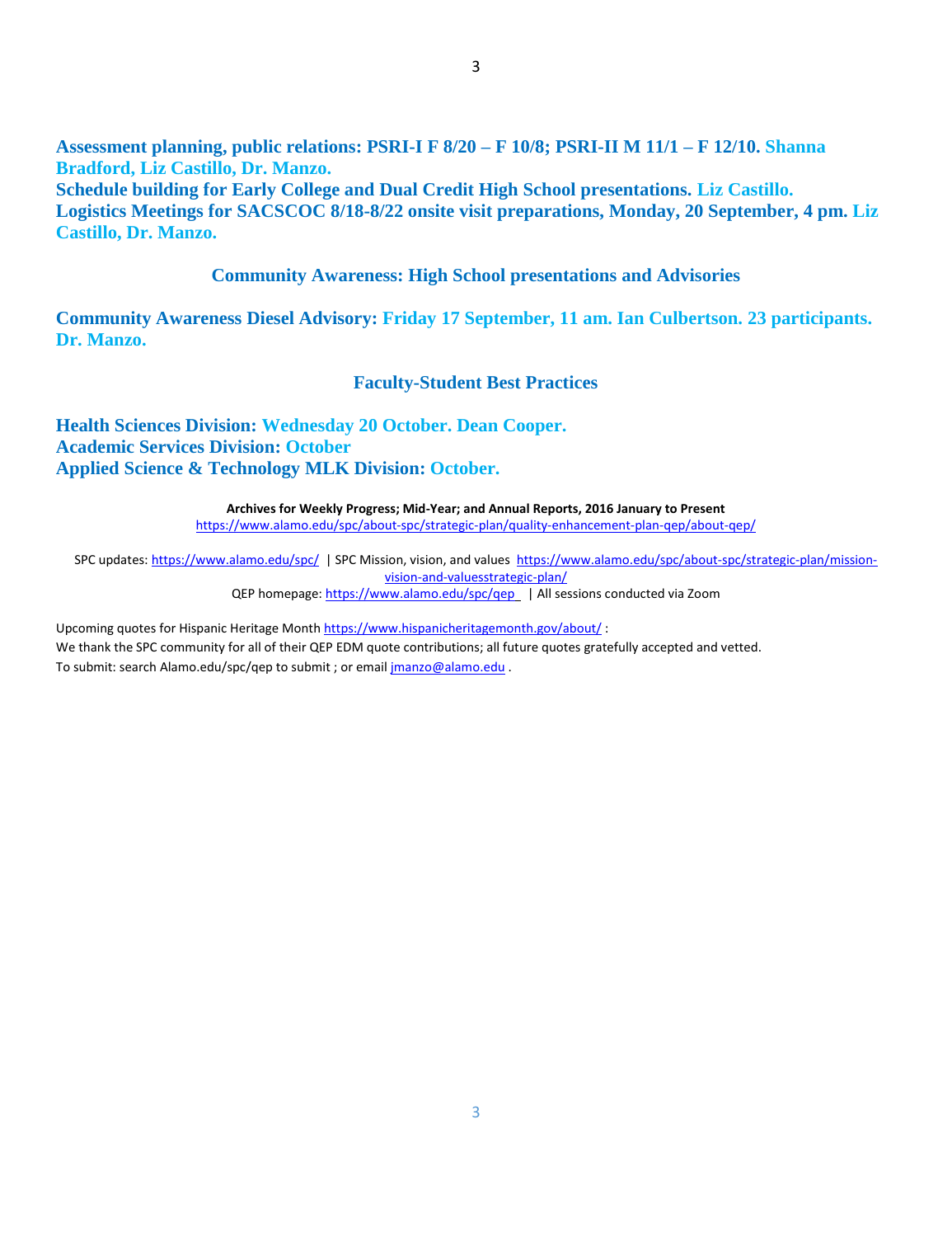**Assessment planning, public relations: PSRI-I F 8/20 – F 10/8; PSRI-II M 11/1 – F 12/10. Shanna Bradford, Liz Castillo, Dr. Manzo.**
**Schedule building for Early College and Dual Credit High School presentations. Liz Castillo.**
**Logistics Meetings for SACSCOC 8/18-8/22 onsite visit preparations, Monday, 20 September, 4 pm. Liz Castillo, Dr. Manzo.**

## Community Awareness: High School presentations and Advisories

**Community Awareness Diesel Advisory: Friday 17 September, 11 am. Ian Culbertson. 23 participants. Dr. Manzo.**

## Faculty-Student Best Practices

**Health Sciences Division: Wednesday 20 October. Dean Cooper.**
**Academic Services Division: October**
**Applied Science & Technology MLK Division: October.**

**Archives for Weekly Progress; Mid-Year; and Annual Reports, 2016 January to Present**
https://www.alamo.edu/spc/about-spc/strategic-plan/quality-enhancement-plan-qep/about-qep/

SPC updates: https://www.alamo.edu/spc/ | SPC Mission, vision, and values https://www.alamo.edu/spc/about-spc/strategic-plan/mission-vision-and-valuesstrategic-plan/
QEP homepage: https://www.alamo.edu/spc/qep | All sessions conducted via Zoom

Upcoming quotes for Hispanic Heritage Month https://www.hispanicheritagemonth.gov/about/ :
We thank the SPC community for all of their QEP EDM quote contributions; all future quotes gratefully accepted and vetted.
To submit: search Alamo.edu/spc/qep to submit ; or email jmanzo@alamo.edu .